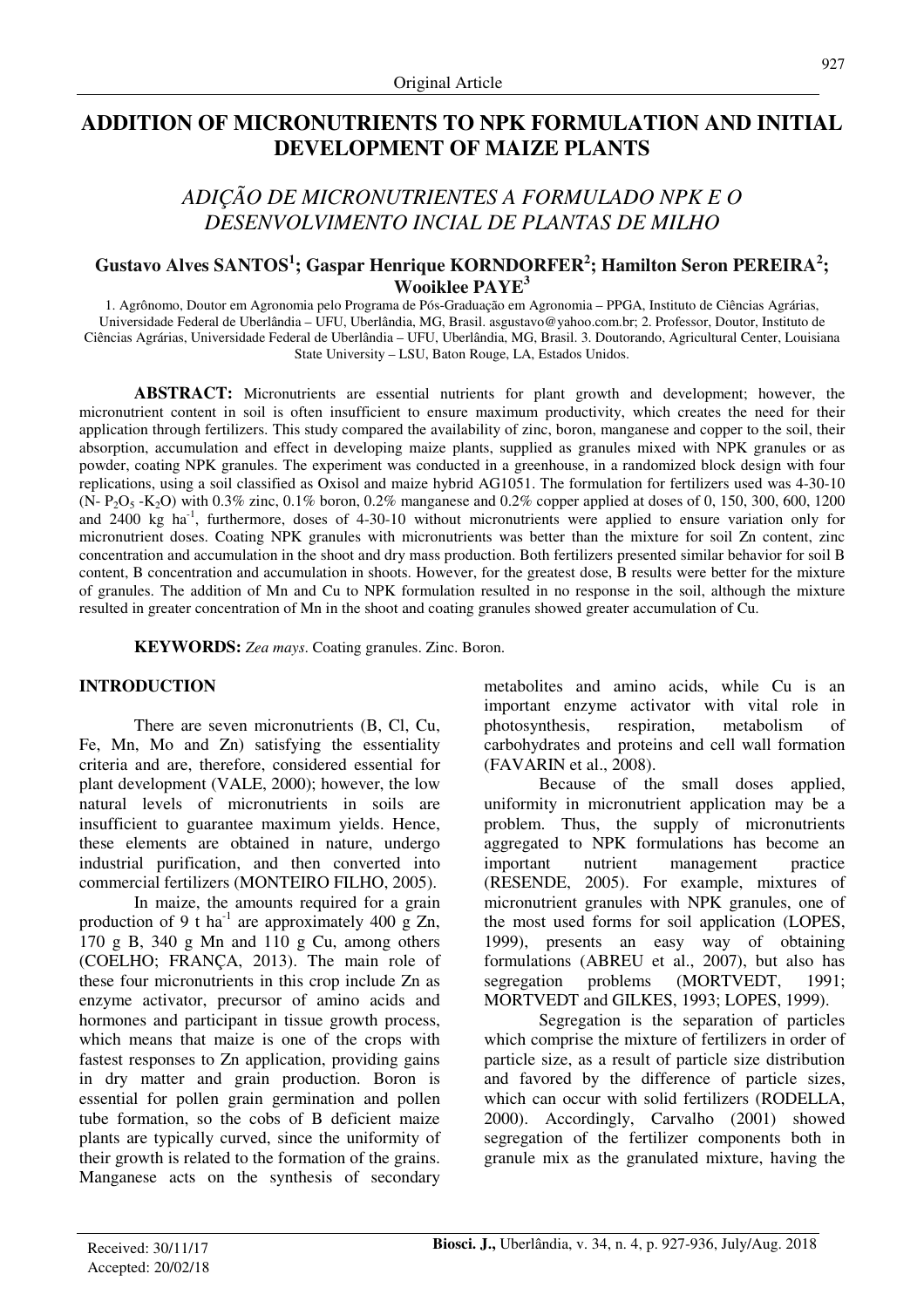Original Article

# ADDITION OF MICRONUTRIENTS TO NPK FORMULATION AND INITIAL DEVELOPMENT OF MAIZE PLANTS

## *ADIÇÃO DE MICRONUTRIENTES A FORMULADO NPK E O DESENVOLVIMENTO INCIAL DE PLANTAS DE MILHO*

**Gustavo Alves SANTOS[1]; Gaspar Henrique KORNDORFER[2]; Hamilton Seron PEREIRA[2]; Wooiklee PAYE[3]**

1. Agrônomo, Doutor em Agronomia pelo Programa de Pós-Graduação em Agronomia – PPGA, Instituto de Ciências Agrárias, Universidade Federal de Uberlândia – UFU, Uberlândia, MG, Brasil. asgustavo@yahoo.com.br; 2. Professor, Doutor, Instituto de Ciências Agrárias, Universidade Federal de Uberlândia – UFU, Uberlândia, MG, Brasil. 3. Doutorando, Agricultural Center, Louisiana State University – LSU, Baton Rouge, LA, Estados Unidos.

**ABSTRACT:** Micronutrients are essential nutrients for plant growth and development; however, the micronutrient content in soil is often insufficient to ensure maximum productivity, which creates the need for their application through fertilizers. This study compared the availability of zinc, boron, manganese and copper to the soil, their absorption, accumulation and effect in developing maize plants, supplied as granules mixed with NPK granules or as powder, coating NPK granules. The experiment was conducted in a greenhouse, in a randomized block design with four replications, using a soil classified as Oxisol and maize hybrid AG1051. The formulation for fertilizers used was 4-30-10 (N- $P_2O_5$ -$K_2O$) with 0.3% zinc, 0.1% boron, 0.2% manganese and 0.2% copper applied at doses of 0, 150, 300, 600, 1200 and 2400 kg ha$^{-1}$, furthermore, doses of 4-30-10 without micronutrients were applied to ensure variation only for micronutrient doses. Coating NPK granules with micronutrients was better than the mixture for soil Zn content, zinc concentration and accumulation in the shoot and dry mass production. Both fertilizers presented similar behavior for soil B content, B concentration and accumulation in shoots. However, for the greatest dose, B results were better for the mixture of granules. The addition of Mn and Cu to NPK formulation resulted in no response in the soil, although the mixture resulted in greater concentration of Mn in the shoot and coating granules showed greater accumulation of Cu.

**KEYWORDS:** *Zea mays*. Coating granules. Zinc. Boron.

## INTRODUCTION

There are seven micronutrients (B, Cl, Cu, Fe, Mn, Mo and Zn) satisfying the essentiality criteria and are, therefore, considered essential for plant development (VALE, 2000); however, the low natural levels of micronutrients in soils are insufficient to guarantee maximum yields. Hence, these elements are obtained in nature, undergo industrial purification, and then converted into commercial fertilizers (MONTEIRO FILHO, 2005).

In maize, the amounts required for a grain production of 9 t ha$^{-1}$ are approximately 400 g Zn, 170 g B, 340 g Mn and 110 g Cu, among others (COELHO; FRANÇA, 2013). The main role of these four micronutrients in this crop include Zn as enzyme activator, precursor of amino acids and hormones and participant in tissue growth process, which means that maize is one of the crops with fastest responses to Zn application, providing gains in dry matter and grain production. Boron is essential for pollen grain germination and pollen tube formation, so the cobs of B deficient maize plants are typically curved, since the uniformity of their growth is related to the formation of the grains. Manganese acts on the synthesis of secondary metabolites and amino acids, while Cu is an important enzyme activator with vital role in photosynthesis, respiration, metabolism of carbohydrates and proteins and cell wall formation (FAVARIN et al., 2008).

Because of the small doses applied, uniformity in micronutrient application may be a problem. Thus, the supply of micronutrients aggregated to NPK formulations has become an important nutrient management practice (RESENDE, 2005). For example, mixtures of micronutrient granules with NPK granules, one of the most used forms for soil application (LOPES, 1999), presents an easy way of obtaining formulations (ABREU et al., 2007), but also has segregation problems (MORTVEDT, 1991; MORTVEDT and GILKES, 1993; LOPES, 1999).

Segregation is the separation of particles which comprise the mixture of fertilizers in order of particle size, as a result of particle size distribution and favored by the difference of particle sizes, which can occur with solid fertilizers (RODELLA, 2000). Accordingly, Carvalho (2001) showed segregation of the fertilizer components both in granule mix as the granulated mixture, having the

Received: 30/11/17
Accepted: 20/02/18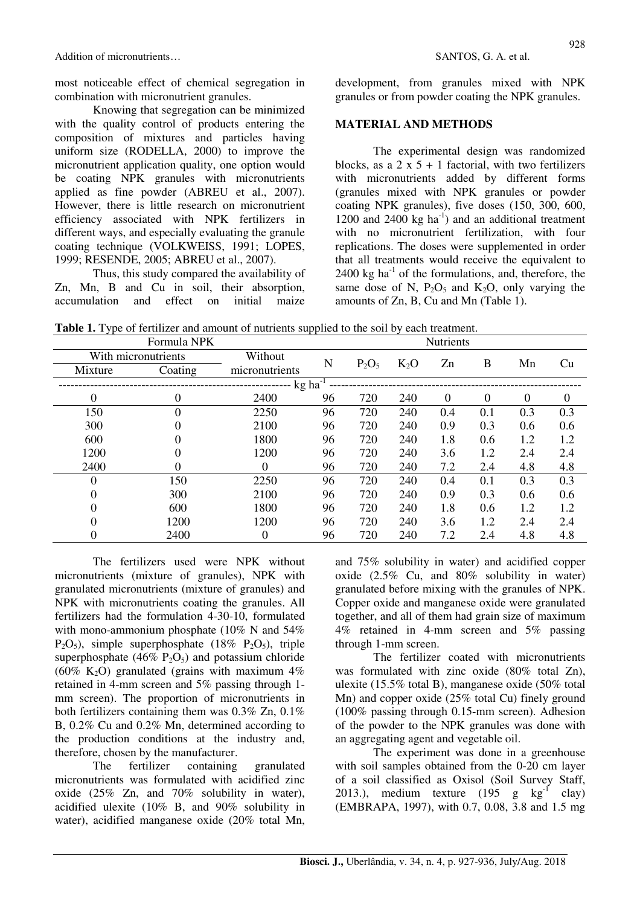most noticeable effect of chemical segregation in combination with micronutrient granules.

Knowing that segregation can be minimized with the quality control of products entering the composition of mixtures and particles having uniform size (RODELLA, 2000) to improve the micronutrient application quality, one option would be coating NPK granules with micronutrients applied as fine powder (ABREU et al., 2007). However, there is little research on micronutrient efficiency associated with NPK fertilizers in different ways, and especially evaluating the granule coating technique (VOLKWEISS, 1991; LOPES, 1999; RESENDE, 2005; ABREU et al., 2007).

Thus, this study compared the availability of Zn, Mn, B and Cu in soil, their absorption, accumulation and effect on initial maize development, from granules mixed with NPK granules or from powder coating the NPK granules.

## MATERIAL AND METHODS

The experimental design was randomized blocks, as a 2 x 5 + 1 factorial, with two fertilizers with micronutrients added by different forms (granules mixed with NPK granules or powder coating NPK granules), five doses (150, 300, 600, 1200 and 2400 kg ha$^{-1}$) and an additional treatment with no micronutrient fertilization, with four replications. The doses were supplemented in order that all treatments would receive the equivalent to 2400 kg ha$^{-1}$ of the formulations, and, therefore, the same dose of N, $P_2O_5$ and $K_2O$, only varying the amounts of Zn, B, Cu and Mn (Table 1).

**Table 1.** Type of fertilizer and amount of nutrients supplied to the soil by each treatment.

| Formula NPK | | | Nutrients | | | | | | |
|---|---|---|---|---|---|---|---|---|---|
| With micronutrients | | Without micronutrients | N | $P_2O_5$ | $K_2O$ | Zn | B | Mn | Cu |
| Mixture | Coating | | | | | | | | |
| kg ha$^{-1}$ | | | | | | | | | |
| 0 | 0 | 2400 | 96 | 720 | 240 | 0 | 0 | 0 | 0 |
| 150 | 0 | 2250 | 96 | 720 | 240 | 0.4 | 0.1 | 0.3 | 0.3 |
| 300 | 0 | 2100 | 96 | 720 | 240 | 0.9 | 0.3 | 0.6 | 0.6 |
| 600 | 0 | 1800 | 96 | 720 | 240 | 1.8 | 0.6 | 1.2 | 1.2 |
| 1200 | 0 | 1200 | 96 | 720 | 240 | 3.6 | 1.2 | 2.4 | 2.4 |
| 2400 | 0 | 0 | 96 | 720 | 240 | 7.2 | 2.4 | 4.8 | 4.8 |
| 0 | 150 | 2250 | 96 | 720 | 240 | 0.4 | 0.1 | 0.3 | 0.3 |
| 0 | 300 | 2100 | 96 | 720 | 240 | 0.9 | 0.3 | 0.6 | 0.6 |
| 0 | 600 | 1800 | 96 | 720 | 240 | 1.8 | 0.6 | 1.2 | 1.2 |
| 0 | 1200 | 1200 | 96 | 720 | 240 | 3.6 | 1.2 | 2.4 | 2.4 |
| 0 | 2400 | 0 | 96 | 720 | 240 | 7.2 | 2.4 | 4.8 | 4.8 |

The fertilizers used were NPK without micronutrients (mixture of granules), NPK with granulated micronutrients (mixture of granules) and NPK with micronutrients coating the granules. All fertilizers had the formulation 4-30-10, formulated with mono-ammonium phosphate (10% N and 54% $P_2O_5$), simple superphosphate (18% $P_2O_5$), triple superphosphate (46% $P_2O_5$) and potassium chloride (60% $K_2O$) granulated (grains with maximum 4% retained in 4-mm screen and 5% passing through 1-mm screen). The proportion of micronutrients in both fertilizers containing them was 0.3% Zn, 0.1% B, 0.2% Cu and 0.2% Mn, determined according to the production conditions at the industry and, therefore, chosen by the manufacturer.

The fertilizer containing granulated micronutrients was formulated with acidified zinc oxide (25% Zn, and 70% solubility in water), acidified ulexite (10% B, and 90% solubility in water), acidified manganese oxide (20% total Mn, and 75% solubility in water) and acidified copper oxide (2.5% Cu, and 80% solubility in water) granulated before mixing with the granules of NPK. Copper oxide and manganese oxide were granulated together, and all of them had grain size of maximum 4% retained in 4-mm screen and 5% passing through 1-mm screen.

The fertilizer coated with micronutrients was formulated with zinc oxide (80% total Zn), ulexite (15.5% total B), manganese oxide (50% total Mn) and copper oxide (25% total Cu) finely ground (100% passing through 0.15-mm screen). Adhesion of the powder to the NPK granules was done with an aggregating agent and vegetable oil.

The experiment was done in a greenhouse with soil samples obtained from the 0-20 cm layer of a soil classified as Oxisol (Soil Survey Staff, 2013.), medium texture (195 g kg$^{-1}$ clay) (EMBRAPA, 1997), with 0.7, 0.08, 3.8 and 1.5 mg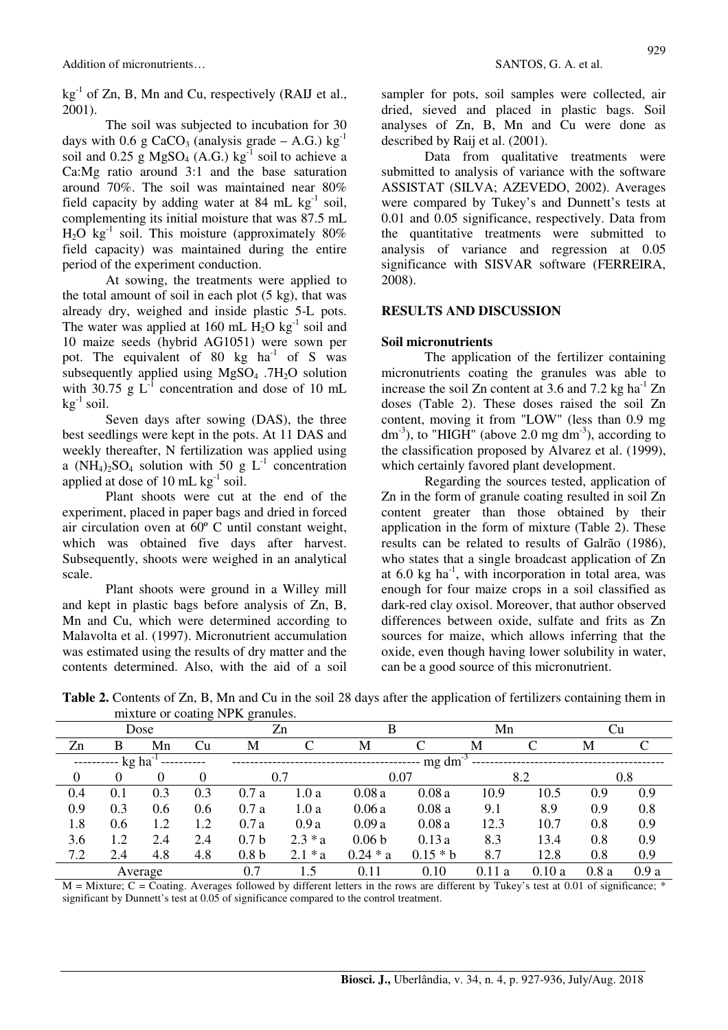$kg^{-1}$ of Zn, B, Mn and Cu, respectively (RAIJ et al., 2001).

The soil was subjected to incubation for 30 days with 0.6 g $CaCO_3$ (analysis grade – A.G.) $kg^{-1}$ soil and 0.25 g $MgSO_4$ (A.G.) $kg^{-1}$ soil to achieve a Ca:Mg ratio around 3:1 and the base saturation around 70%. The soil was maintained near 80% field capacity by adding water at 84 mL $kg^{-1}$ soil, complementing its initial moisture that was 87.5 mL $H_2O$ $kg^{-1}$ soil. This moisture (approximately 80% field capacity) was maintained during the entire period of the experiment conduction.

At sowing, the treatments were applied to the total amount of soil in each plot (5 kg), that was already dry, weighed and inside plastic 5-L pots. The water was applied at 160 mL $H_2O$ $kg^{-1}$ soil and 10 maize seeds (hybrid AG1051) were sown per pot. The equivalent of 80 kg $ha^{-1}$ of S was subsequently applied using $MgSO_4 \cdot 7H_2O$ solution with 30.75 g $L^{-1}$ concentration and dose of 10 mL $kg^{-1}$ soil.

Seven days after sowing (DAS), the three best seedlings were kept in the pots. At 11 DAS and weekly thereafter, N fertilization was applied using a $(NH_4)_2SO_4$ solution with 50 g $L^{-1}$ concentration applied at dose of 10 mL $kg^{-1}$ soil.

Plant shoots were cut at the end of the experiment, placed in paper bags and dried in forced air circulation oven at 60º C until constant weight, which was obtained five days after harvest. Subsequently, shoots were weighed in an analytical scale.

Plant shoots were ground in a Willey mill and kept in plastic bags before analysis of Zn, B, Mn and Cu, which were determined according to Malavolta et al. (1997). Micronutrient accumulation was estimated using the results of dry matter and the contents determined. Also, with the aid of a soil sampler for pots, soil samples were collected, air dried, sieved and placed in plastic bags. Soil analyses of Zn, B, Mn and Cu were done as described by Raij et al. (2001).

Data from qualitative treatments were submitted to analysis of variance with the software ASSISTAT (SILVA; AZEVEDO, 2002). Averages were compared by Tukey's and Dunnett's tests at 0.01 and 0.05 significance, respectively. Data from the quantitative treatments were submitted to analysis of variance and regression at 0.05 significance with SISVAR software (FERREIRA, 2008).

## RESULTS AND DISCUSSION

### Soil micronutrients

The application of the fertilizer containing micronutrients coating the granules was able to increase the soil Zn content at 3.6 and 7.2 kg $ha^{-1}$ Zn doses (Table 2). These doses raised the soil Zn content, moving it from "LOW" (less than 0.9 mg $dm^{-3}$), to "HIGH" (above 2.0 mg $dm^{-3}$), according to the classification proposed by Alvarez et al. (1999), which certainly favored plant development.

Regarding the sources tested, application of Zn in the form of granule coating resulted in soil Zn content greater than those obtained by their application in the form of mixture (Table 2). These results can be related to results of Galrão (1986), who states that a single broadcast application of Zn at 6.0 kg $ha^{-1}$, with incorporation in total area, was enough for four maize crops in a soil classified as dark-red clay oxisol. Moreover, that author observed differences between oxide, sulfate and frits as Zn sources for maize, which allows inferring that the oxide, even though having lower solubility in water, can be a good source of this micronutrient.

**Table 2.** Contents of Zn, B, Mn and Cu in the soil 28 days after the application of fertilizers containing them in mixture or coating NPK granules.

| Dose | | | | Zn | | B | | Mn | | Cu | |
|---|---|---|---|---|---|---|---|---|---|---|---|
| Zn | B | Mn | Cu | M | C | M | C | M | C | M | C |
| kg $ha^{-1}$ | | | | mg $dm^{-3}$ | | | | | | | |
| 0 | 0 | 0 | 0 | 0.7 | | 0.07 | | 8.2 | | 0.8 | |
| 0.4 | 0.1 | 0.3 | 0.3 | 0.7 a | 1.0 a | 0.08 a | 0.08 a | 10.9 | 10.5 | 0.9 | 0.9 |
| 0.9 | 0.3 | 0.6 | 0.6 | 0.7 a | 1.0 a | 0.06 a | 0.08 a | 9.1 | 8.9 | 0.9 | 0.8 |
| 1.8 | 0.6 | 1.2 | 1.2 | 0.7 a | 0.9 a | 0.09 a | 0.08 a | 12.3 | 10.7 | 0.8 | 0.9 |
| 3.6 | 1.2 | 2.4 | 2.4 | 0.7 b | 2.3 * a | 0.06 b | 0.13 a | 8.3 | 13.4 | 0.8 | 0.9 |
| 7.2 | 2.4 | 4.8 | 4.8 | 0.8 b | 2.1 * a | 0.24 * a | 0.15 * b | 8.7 | 12.8 | 0.8 | 0.9 |
| Average | | | | 0.7 | 1.5 | 0.11 | 0.10 | 0.11 a | 0.10 a | 0.8 a | 0.9 a |

M = Mixture; C = Coating. Averages followed by different letters in the rows are different by Tukey's test at 0.01 of significance; * significant by Dunnett's test at 0.05 of significance compared to the control treatment.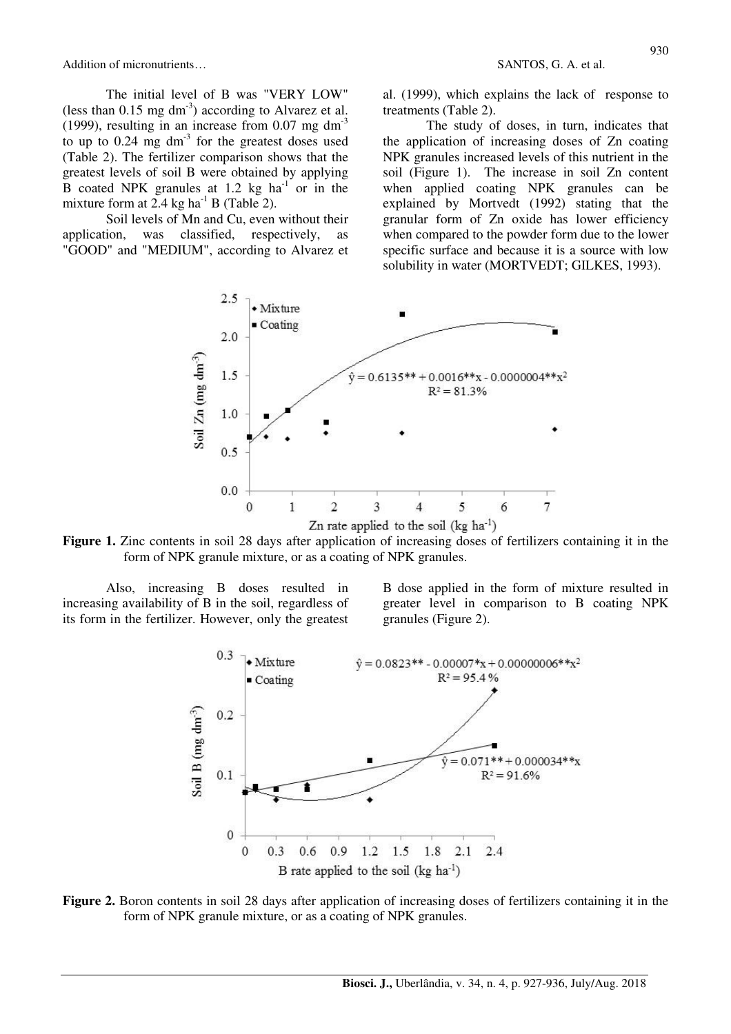The initial level of B was "VERY LOW" (less than 0.15 mg dm$^{-3}$) according to Alvarez et al. (1999), resulting in an increase from 0.07 mg dm$^{-3}$ to up to 0.24 mg dm$^{-3}$ for the greatest doses used (Table 2). The fertilizer comparison shows that the greatest levels of soil B were obtained by applying B coated NPK granules at 1.2 kg ha$^{-1}$ or in the mixture form at 2.4 kg ha$^{-1}$ B (Table 2).

Soil levels of Mn and Cu, even without their application, was classified, respectively, as "GOOD" and "MEDIUM", according to Alvarez et al. (1999), which explains the lack of response to treatments (Table 2).

The study of doses, in turn, indicates that the application of increasing doses of Zn coating NPK granules increased levels of this nutrient in the soil (Figure 1). The increase in soil Zn content when applied coating NPK granules can be explained by Mortvedt (1992) stating that the granular form of Zn oxide has lower efficiency when compared to the powder form due to the lower specific surface and because it is a source with low solubility in water (MORTVEDT; GILKES, 1993).

**Figure 1.** Zinc contents in soil 28 days after application of increasing doses of fertilizers containing it in the form of NPK granule mixture, or as a coating of NPK granules.

Also, increasing B doses resulted in increasing availability of B in the soil, regardless of its form in the fertilizer. However, only the greatest B dose applied in the form of mixture resulted in greater level in comparison to B coating NPK granules (Figure 2).

**Figure 2.** Boron contents in soil 28 days after application of increasing doses of fertilizers containing it in the form of NPK granule mixture, or as a coating of NPK granules.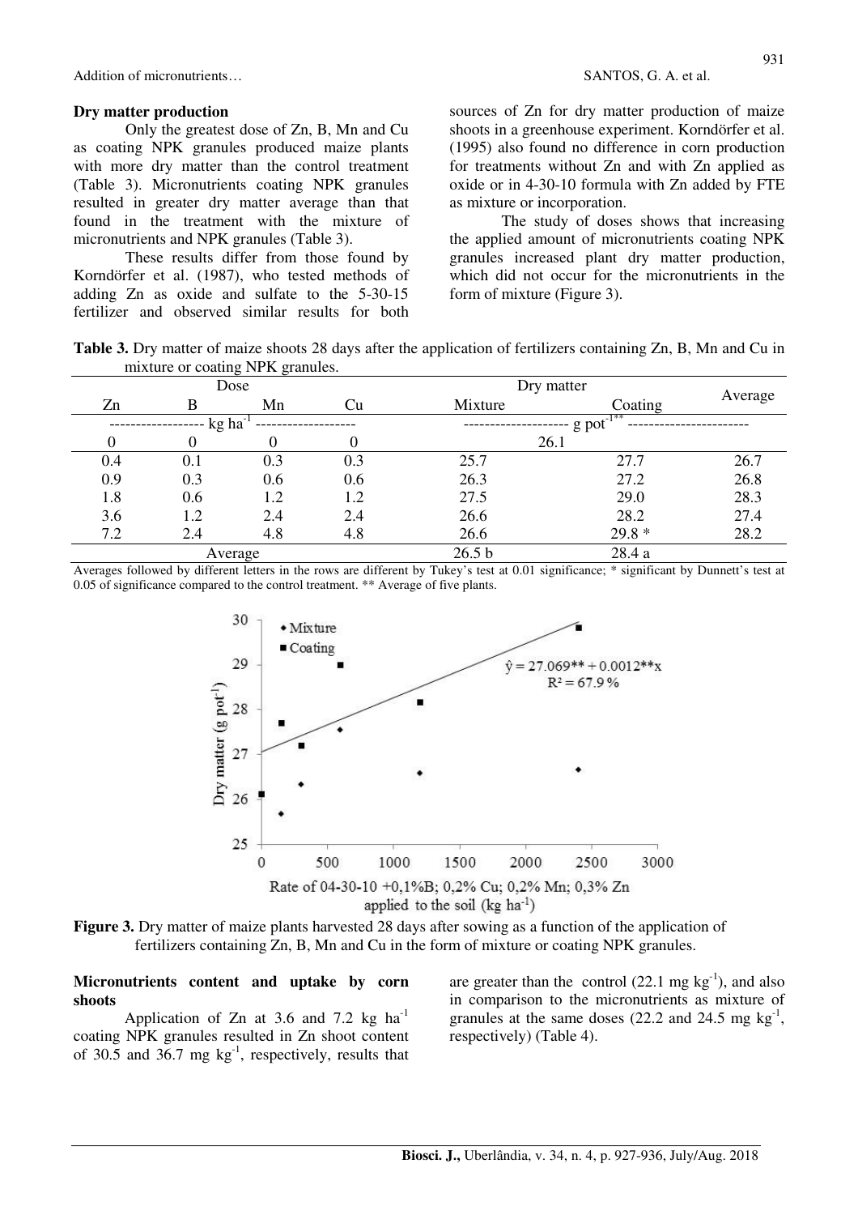### Dry matter production

Only the greatest dose of Zn, B, Mn and Cu as coating NPK granules produced maize plants with more dry matter than the control treatment (Table 3). Micronutrients coating NPK granules resulted in greater dry matter average than that found in the treatment with the mixture of micronutrients and NPK granules (Table 3).

These results differ from those found by Korndörfer et al. (1987), who tested methods of adding Zn as oxide and sulfate to the 5-30-15 fertilizer and observed similar results for both sources of Zn for dry matter production of maize shoots in a greenhouse experiment. Korndörfer et al. (1995) also found no difference in corn production for treatments without Zn and with Zn applied as oxide or in 4-30-10 formula with Zn added by FTE as mixture or incorporation.

The study of doses shows that increasing the applied amount of micronutrients coating NPK granules increased plant dry matter production, which did not occur for the micronutrients in the form of mixture (Figure 3).

**Table 3.** Dry matter of maize shoots 28 days after the application of fertilizers containing Zn, B, Mn and Cu in mixture or coating NPK granules.

| Dose | | | | Dry matter | | Average |
|---|---|---|---|---|---|---|
| Zn | B | Mn | Cu | Mixture | Coating | |
| ------------------ kg $ha^{-1}$ ------------------ | | | | -------------------- g $pot^{-1**}$ ---------------------- | | |
| 0 | 0 | 0 | 0 | 26.1 | | |
| 0.4 | 0.1 | 0.3 | 0.3 | 25.7 | 27.7 | 26.7 |
| 0.9 | 0.3 | 0.6 | 0.6 | 26.3 | 27.2 | 26.8 |
| 1.8 | 0.6 | 1.2 | 1.2 | 27.5 | 29.0 | 28.3 |
| 3.6 | 1.2 | 2.4 | 2.4 | 26.6 | 28.2 | 27.4 |
| 7.2 | 2.4 | 4.8 | 4.8 | 26.6 | 29.8 * | 28.2 |
| Average | | | | 26.5 b | 28.4 a | |

Averages followed by different letters in the rows are different by Tukey's test at 0.01 significance; * significant by Dunnett's test at 0.05 of significance compared to the control treatment. ** Average of five plants.

**Figure 3.** Dry matter of maize plants harvested 28 days after sowing as a function of the application of fertilizers containing Zn, B, Mn and Cu in the form of mixture or coating NPK granules.

### Micronutrients content and uptake by corn shoots

Application of Zn at 3.6 and 7.2 kg $ha^{-1}$ coating NPK granules resulted in Zn shoot content of 30.5 and 36.7 mg $kg^{-1}$, respectively, results that are greater than the control (22.1 mg $kg^{-1}$), and also in comparison to the micronutrients as mixture of granules at the same doses (22.2 and 24.5 mg $kg^{-1}$, respectively) (Table 4).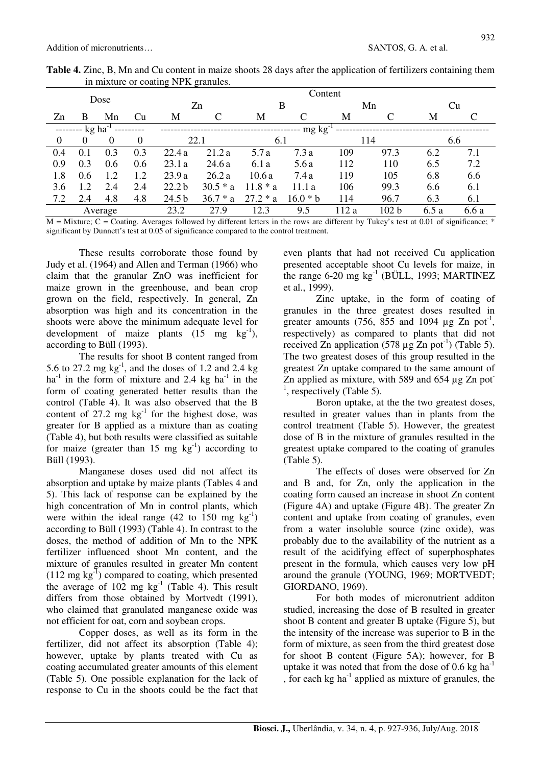**Table 4.** Zinc, B, Mn and Cu content in maize shoots 28 days after the application of fertilizers containing them in mixture or coating NPK granules.

| Dose | | | | Content | | | | | | | |
|---|---|---|---|---|---|---|---|---|---|---|---|
| | | | | Zn | | B | | Mn | | Cu | |
| Zn | B | Mn | Cu | M | C | M | C | M | C | M | C |
| -------- kg ha$^{-1}$ --------- | | | | ------------------------------------------ mg kg$^{-1}$ ------------------------------------------ | | | | | | | |
| 0 | 0 | 0 | 0 | 22.1 | | 6.1 | | 114 | | 6.6 | |
| 0.4 | 0.1 | 0.3 | 0.3 | 22.4 a | 21.2 a | 5.7 a | 7.3 a | 109 | 97.3 | 6.2 | 7.1 |
| 0.9 | 0.3 | 0.6 | 0.6 | 23.1 a | 24.6 a | 6.1 a | 5.6 a | 112 | 110 | 6.5 | 7.2 |
| 1.8 | 0.6 | 1.2 | 1.2 | 23.9 a | 26.2 a | 10.6 a | 7.4 a | 119 | 105 | 6.8 | 6.6 |
| 3.6 | 1.2 | 2.4 | 2.4 | 22.2 b | 30.5 * a | 11.8 * a | 11.1 a | 106 | 99.3 | 6.6 | 6.1 |
| 7.2 | 2.4 | 4.8 | 4.8 | 24.5 b | 36.7 * a | 27.2 * a | 16.0 * b | 114 | 96.7 | 6.3 | 6.1 |
| Average | | | | 23.2 | 27.9 | 12.3 | 9.5 | 112 a | 102 b | 6.5 a | 6.6 a |

M = Mixture; C = Coating. Averages followed by different letters in the rows are different by Tukey's test at 0.01 of significance; * significant by Dunnett's test at 0.05 of significance compared to the control treatment.

These results corroborate those found by Judy et al. (1964) and Allen and Terman (1966) who claim that the granular ZnO was inefficient for maize grown in the greenhouse, and bean crop grown on the field, respectively. In general, Zn absorption was high and its concentration in the shoots were above the minimum adequate level for development of maize plants (15 mg kg$^{-1}$), according to Büll (1993).

The results for shoot B content ranged from 5.6 to 27.2 mg kg$^{-1}$, and the doses of 1.2 and 2.4 kg ha$^{-1}$ in the form of mixture and 2.4 kg ha$^{-1}$ in the form of coating generated better results than the control (Table 4). It was also observed that the B content of 27.2 mg kg$^{-1}$ for the highest dose, was greater for B applied as a mixture than as coating (Table 4), but both results were classified as suitable for maize (greater than 15 mg kg$^{-1}$) according to Büll (1993).

Manganese doses used did not affect its absorption and uptake by maize plants (Tables 4 and 5). This lack of response can be explained by the high concentration of Mn in control plants, which were within the ideal range (42 to 150 mg kg$^{-1}$) according to Büll (1993) (Table 4). In contrast to the doses, the method of addition of Mn to the NPK fertilizer influenced shoot Mn content, and the mixture of granules resulted in greater Mn content (112 mg kg$^{-1}$) compared to coating, which presented the average of 102 mg kg$^{-1}$ (Table 4). This result differs from those obtained by Mortvedt (1991), who claimed that granulated manganese oxide was not efficient for oat, corn and soybean crops.

Copper doses, as well as its form in the fertilizer, did not affect its absorption (Table 4); however, uptake by plants treated with Cu as coating accumulated greater amounts of this element (Table 5). One possible explanation for the lack of response to Cu in the shoots could be the fact that even plants that had not received Cu application presented acceptable shoot Cu levels for maize, in the range 6-20 mg kg$^{-1}$ (BÜLL, 1993; MARTINEZ et al., 1999).

Zinc uptake, in the form of coating of granules in the three greatest doses resulted in greater amounts (756, 855 and 1094 µg Zn pot$^{-1}$, respectively) as compared to plants that did not received Zn application (578 µg Zn pot$^{-1}$) (Table 5). The two greatest doses of this group resulted in the greatest Zn uptake compared to the same amount of Zn applied as mixture, with 589 and 654 µg Zn pot$^{-1}$, respectively (Table 5).

Boron uptake, at the the two greatest doses, resulted in greater values than in plants from the control treatment (Table 5). However, the greatest dose of B in the mixture of granules resulted in the greatest uptake compared to the coating of granules (Table 5).

The effects of doses were observed for Zn and B and, for Zn, only the application in the coating form caused an increase in shoot Zn content (Figure 4A) and uptake (Figure 4B). The greater Zn content and uptake from coating of granules, even from a water insoluble source (zinc oxide), was probably due to the availability of the nutrient as a result of the acidifying effect of superphosphates present in the formula, which causes very low pH around the granule (YOUNG, 1969; MORTVEDT; GIORDANO, 1969).

For both modes of micronutrient additon studied, increasing the dose of B resulted in greater shoot B content and greater B uptake (Figure 5), but the intensity of the increase was superior to B in the form of mixture, as seen from the third greatest dose for shoot B content (Figure 5A); however, for B uptake it was noted that from the dose of 0.6 kg ha$^{-1}$, for each kg ha$^{-1}$ applied as mixture of granules, the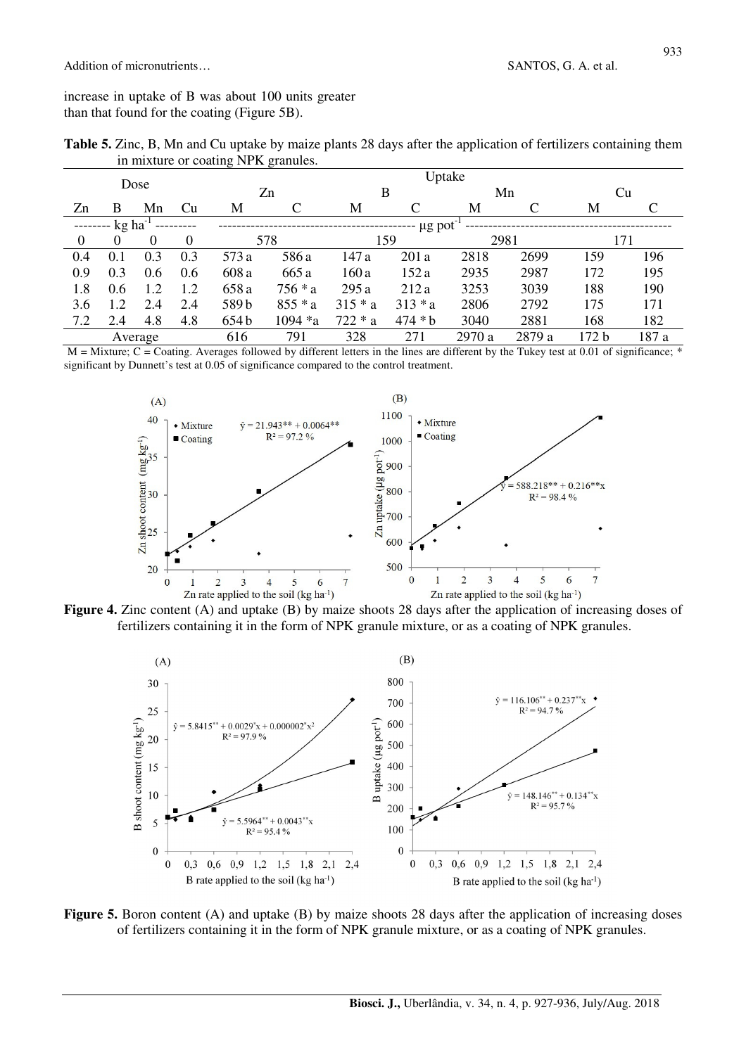increase in uptake of B was about 100 units greater than that found for the coating (Figure 5B).

**Table 5.** Zinc, B, Mn and Cu uptake by maize plants 28 days after the application of fertilizers containing them in mixture or coating NPK granules.

| Dose | | | | Uptake | | | | | | | |
|---|---|---|---|---|---|---|---|---|---|---|---|
| | | | | Zn | | B | | Mn | | Cu | |
| Zn | B | Mn | Cu | M | C | M | C | M | C | M | C |
| -------- kg ha$^{-1}$ --------- | | | | ------------------------------------------ μg pot$^{-1}$ ------------------------------------------ | | | | | | | |
| 0 | 0 | 0 | 0 | 578 | | 159 | | 2981 | | 171 | |
| 0.4 | 0.1 | 0.3 | 0.3 | 573 a | 586 a | 147 a | 201 a | 2818 | 2699 | 159 | 196 |
| 0.9 | 0.3 | 0.6 | 0.6 | 608 a | 665 a | 160 a | 152 a | 2935 | 2987 | 172 | 195 |
| 1.8 | 0.6 | 1.2 | 1.2 | 658 a | 756 * a | 295 a | 212 a | 3253 | 3039 | 188 | 190 |
| 3.6 | 1.2 | 2.4 | 2.4 | 589 b | 855 * a | 315 * a | 313 * a | 2806 | 2792 | 175 | 171 |
| 7.2 | 2.4 | 4.8 | 4.8 | 654 b | 1094 *a | 722 * a | 474 * b | 3040 | 2881 | 168 | 182 |
| Average | | | | 616 | 791 | 328 | 271 | 2970 a | 2879 a | 172 b | 187 a |

M = Mixture; C = Coating. Averages followed by different letters in the lines are different by the Tukey test at 0.01 of significance; * significant by Dunnett's test at 0.05 of significance compared to the control treatment.

**Figure 4.** Zinc content (A) and uptake (B) by maize shoots 28 days after the application of increasing doses of fertilizers containing it in the form of NPK granule mixture, or as a coating of NPK granules.

**Figure 5.** Boron content (A) and uptake (B) by maize shoots 28 days after the application of increasing doses of fertilizers containing it in the form of NPK granule mixture, or as a coating of NPK granules.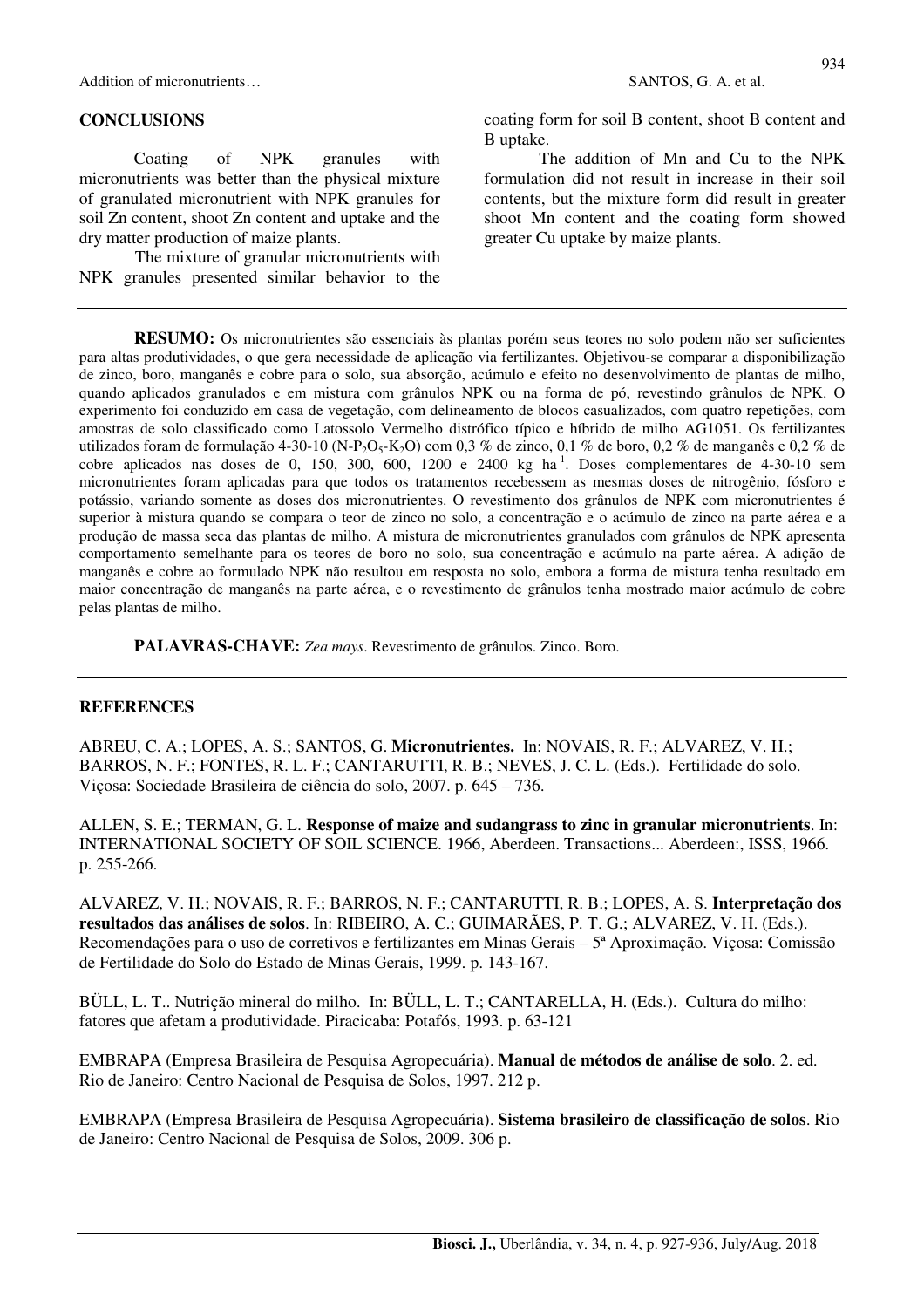## CONCLUSIONS

Coating of NPK granules with micronutrients was better than the physical mixture of granulated micronutrient with NPK granules for soil Zn content, shoot Zn content and uptake and the dry matter production of maize plants.

The mixture of granular micronutrients with NPK granules presented similar behavior to the coating form for soil B content, shoot B content and B uptake.

The addition of Mn and Cu to the NPK formulation did not result in increase in their soil contents, but the mixture form did result in greater shoot Mn content and the coating form showed greater Cu uptake by maize plants.

---

**RESUMO:** Os micronutrientes são essenciais às plantas porém seus teores no solo podem não ser suficientes para altas produtividades, o que gera necessidade de aplicação via fertilizantes. Objetivou-se comparar a disponibilização de zinco, boro, manganês e cobre para o solo, sua absorção, acúmulo e efeito no desenvolvimento de plantas de milho, quando aplicados granulados e em mistura com grânulos NPK ou na forma de pó, revestindo grânulos de NPK. O experimento foi conduzido em casa de vegetação, com delineamento de blocos casualizados, com quatro repetições, com amostras de solo classificado como Latossolo Vermelho distrófico típico e híbrido de milho AG1051. Os fertilizantes utilizados foram de formulação 4-30-10 ($N$-$P_2O_5$-$K_2O$) com 0,3 % de zinco, 0,1 % de boro, 0,2 % de manganês e 0,2 % de cobre aplicados nas doses de 0, 150, 300, 600, 1200 e 2400 kg $ha^{-1}$. Doses complementares de 4-30-10 sem micronutrientes foram aplicadas para que todos os tratamentos recebessem as mesmas doses de nitrogênio, fósforo e potássio, variando somente as doses dos micronutrientes. O revestimento dos grânulos de NPK com micronutrientes é superior à mistura quando se compara o teor de zinco no solo, a concentração e o acúmulo de zinco na parte aérea e a produção de massa seca das plantas de milho. A mistura de micronutrientes granulados com grânulos de NPK apresenta comportamento semelhante para os teores de boro no solo, sua concentração e acúmulo na parte aérea. A adição de manganês e cobre ao formulado NPK não resultou em resposta no solo, embora a forma de mistura tenha resultado em maior concentração de manganês na parte aérea, e o revestimento de grânulos tenha mostrado maior acúmulo de cobre pelas plantas de milho.

**PALAVRAS-CHAVE:** *Zea mays*. Revestimento de grânulos. Zinco. Boro.

---

## REFERENCES

ABREU, C. A.; LOPES, A. S.; SANTOS, G. **Micronutrientes.** In: NOVAIS, R. F.; ALVAREZ, V. H.; BARROS, N. F.; FONTES, R. L. F.; CANTARUTTI, R. B.; NEVES, J. C. L. (Eds.). Fertilidade do solo. Viçosa: Sociedade Brasileira de ciência do solo, 2007. p. 645 – 736.

ALLEN, S. E.; TERMAN, G. L. **Response of maize and sudangrass to zinc in granular micronutrients**. In: INTERNATIONAL SOCIETY OF SOIL SCIENCE. 1966, Aberdeen. Transactions... Aberdeen:, ISSS, 1966. p. 255-266.

ALVAREZ, V. H.; NOVAIS, R. F.; BARROS, N. F.; CANTARUTTI, R. B.; LOPES, A. S. **Interpretação dos resultados das análises de solos**. In: RIBEIRO, A. C.; GUIMARÃES, P. T. G.; ALVAREZ, V. H. (Eds.). Recomendações para o uso de corretivos e fertilizantes em Minas Gerais – 5ª Aproximação. Viçosa: Comissão de Fertilidade do Solo do Estado de Minas Gerais, 1999. p. 143-167.

BÜLL, L. T.. Nutrição mineral do milho. In: BÜLL, L. T.; CANTARELLA, H. (Eds.). Cultura do milho: fatores que afetam a produtividade. Piracicaba: Potafós, 1993. p. 63-121

EMBRAPA (Empresa Brasileira de Pesquisa Agropecuária). **Manual de métodos de análise de solo**. 2. ed. Rio de Janeiro: Centro Nacional de Pesquisa de Solos, 1997. 212 p.

EMBRAPA (Empresa Brasileira de Pesquisa Agropecuária). **Sistema brasileiro de classificação de solos**. Rio de Janeiro: Centro Nacional de Pesquisa de Solos, 2009. 306 p.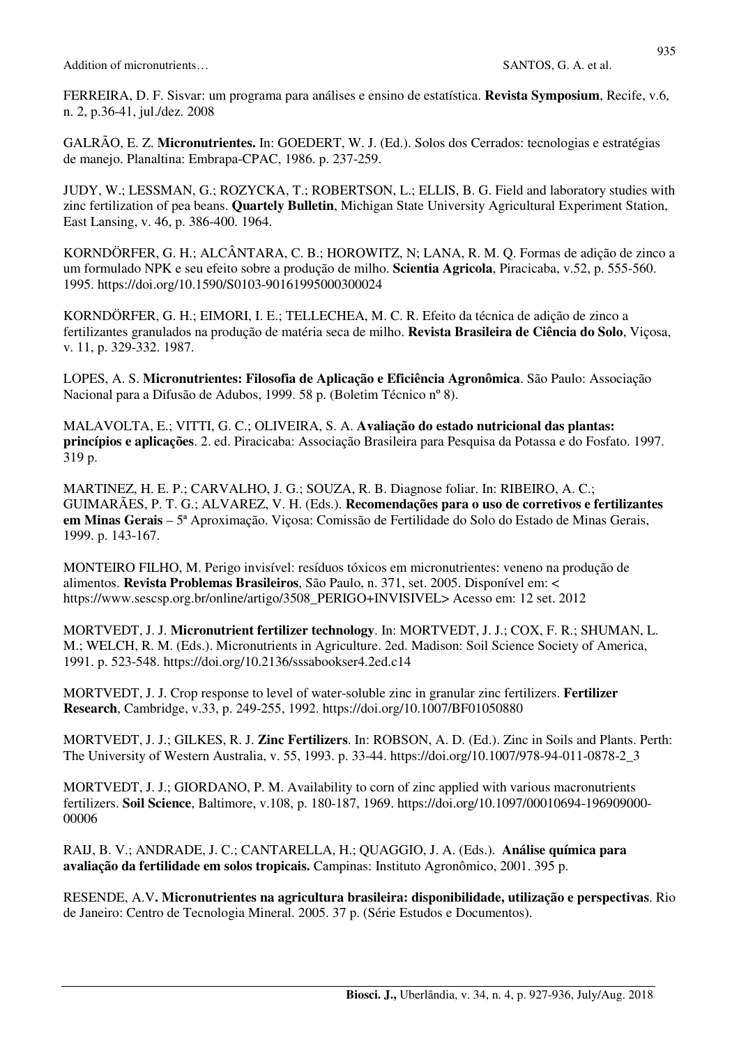FERREIRA, D. F. Sisvar: um programa para análises e ensino de estatística. **Revista Symposium**, Recife, v.6, n. 2, p.36-41, jul./dez. 2008

GALRÃO, E. Z. **Micronutrientes.** In: GOEDERT, W. J. (Ed.). Solos dos Cerrados: tecnologias e estratégias de manejo. Planaltina: Embrapa-CPAC, 1986. p. 237-259.

JUDY, W.; LESSMAN, G.; ROZYCKA, T.; ROBERTSON, L.; ELLIS, B. G. Field and laboratory studies with zinc fertilization of pea beans. **Quartely Bulletin**, Michigan State University Agricultural Experiment Station, East Lansing, v. 46, p. 386-400. 1964.

KORNDÖRFER, G. H.; ALCÂNTARA, C. B.; HOROWITZ, N; LANA, R. M. Q. Formas de adição de zinco a um formulado NPK e seu efeito sobre a produção de milho. **Scientia Agricola**, Piracicaba, v.52, p. 555-560. 1995. https://doi.org/10.1590/S0103-90161995000300024

KORNDÖRFER, G. H.; EIMORI, I. E.; TELLECHEA, M. C. R. Efeito da técnica de adição de zinco a fertilizantes granulados na produção de matéria seca de milho. **Revista Brasileira de Ciência do Solo**, Viçosa, v. 11, p. 329-332. 1987.

LOPES, A. S. **Micronutrientes: Filosofia de Aplicação e Eficiência Agronômica**. São Paulo: Associação Nacional para a Difusão de Adubos, 1999. 58 p. (Boletim Técnico nº 8).

MALAVOLTA, E.; VITTI, G. C.; OLIVEIRA, S. A. **Avaliação do estado nutricional das plantas: princípios e aplicações**. 2. ed. Piracicaba: Associação Brasileira para Pesquisa da Potassa e do Fosfato. 1997. 319 p.

MARTINEZ, H. E. P.; CARVALHO, J. G.; SOUZA, R. B. Diagnose foliar. In: RIBEIRO, A. C.; GUIMARÃES, P. T. G.; ALVAREZ, V. H. (Eds.). **Recomendações para o uso de corretivos e fertilizantes em Minas Gerais** – 5ª Aproximação. Viçosa: Comissão de Fertilidade do Solo do Estado de Minas Gerais, 1999. p. 143-167.

MONTEIRO FILHO, M. Perigo invisível: resíduos tóxicos em micronutrientes: veneno na produção de alimentos. **Revista Problemas Brasileiros**, São Paulo, n. 371, set. 2005. Disponível em: < https://www.sescsp.org.br/online/artigo/3508_PERIGO+INVISIVEL> Acesso em: 12 set. 2012

MORTVEDT, J. J. **Micronutrient fertilizer technology**. In: MORTVEDT, J. J.; COX, F. R.; SHUMAN, L. M.; WELCH, R. M. (Eds.). Micronutrients in Agriculture. 2ed. Madison: Soil Science Society of America, 1991. p. 523-548. https://doi.org/10.2136/sssabookser4.2ed.c14

MORTVEDT, J. J. Crop response to level of water-soluble zinc in granular zinc fertilizers. **Fertilizer Research**, Cambridge, v.33, p. 249-255, 1992. https://doi.org/10.1007/BF01050880

MORTVEDT, J. J.; GILKES, R. J. **Zinc Fertilizers**. In: ROBSON, A. D. (Ed.). Zinc in Soils and Plants. Perth: The University of Western Australia, v. 55, 1993. p. 33-44. https://doi.org/10.1007/978-94-011-0878-2_3

MORTVEDT, J. J.; GIORDANO, P. M. Availability to corn of zinc applied with various macronutrients fertilizers. **Soil Science**, Baltimore, v.108, p. 180-187, 1969. https://doi.org/10.1097/00010694-196909000-00006

RAIJ, B. V.; ANDRADE, J. C.; CANTARELLA, H.; QUAGGIO, J. A. (Eds.). **Análise química para avaliação da fertilidade em solos tropicais.** Campinas: Instituto Agronômico, 2001. 395 p.

RESENDE, A.V**. Micronutrientes na agricultura brasileira: disponibilidade, utilização e perspectivas**. Rio de Janeiro: Centro de Tecnologia Mineral. 2005. 37 p. (Série Estudos e Documentos).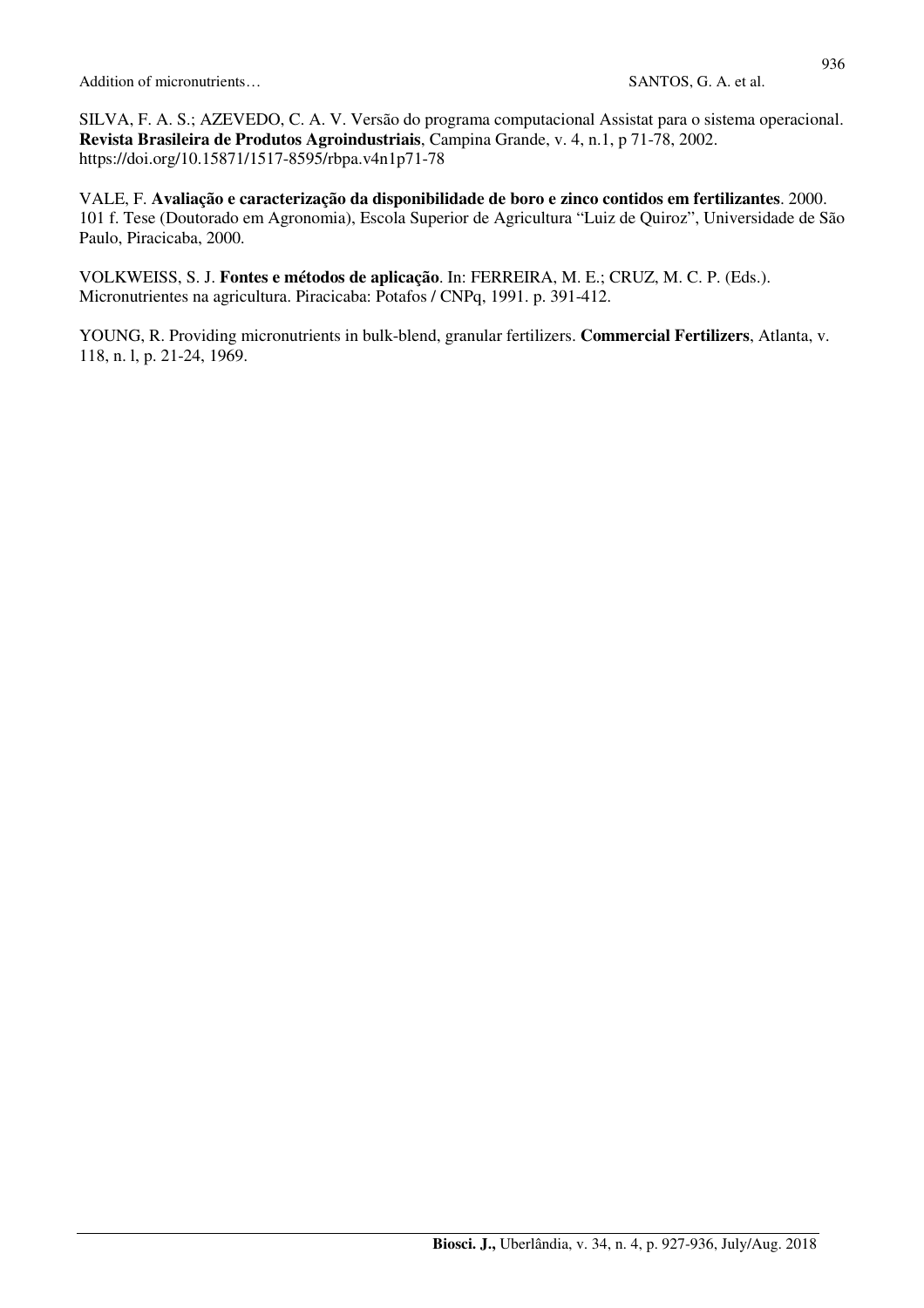SILVA, F. A. S.; AZEVEDO, C. A. V. Versão do programa computacional Assistat para o sistema operacional. **Revista Brasileira de Produtos Agroindustriais**, Campina Grande, v. 4, n.1, p 71-78, 2002. https://doi.org/10.15871/1517-8595/rbpa.v4n1p71-78

VALE, F. **Avaliação e caracterização da disponibilidade de boro e zinco contidos em fertilizantes**. 2000. 101 f. Tese (Doutorado em Agronomia), Escola Superior de Agricultura "Luiz de Quiroz", Universidade de São Paulo, Piracicaba, 2000.

VOLKWEISS, S. J. **Fontes e métodos de aplicação**. In: FERREIRA, M. E.; CRUZ, M. C. P. (Eds.). Micronutrientes na agricultura. Piracicaba: Potafos / CNPq, 1991. p. 391-412.

YOUNG, R. Providing micronutrients in bulk-blend, granular fertilizers. **Commercial Fertilizers**, Atlanta, v. 118, n. l, p. 21-24, 1969.